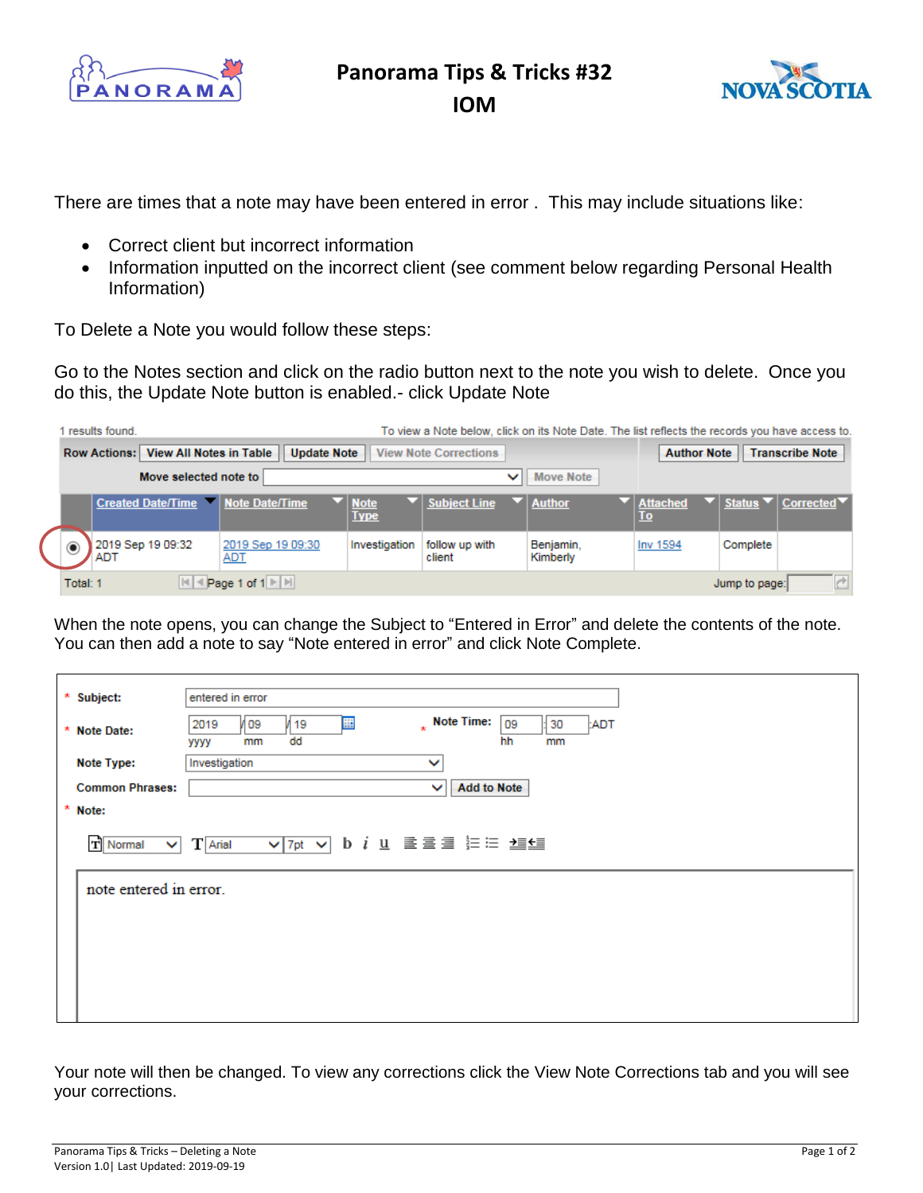# Panorama Tips & Tricks #32

## IOM

There are times that a note may have been entered in error . This may include situations like:

- Correct client but incorrect information
- Information inputted on the incorrect client (see comment below regarding Personal Health Information)

To Delete a Note you would follow these steps:

Go to the Notes section and click on the radio button next to the note you wish to delete. Once you do this, the Update Note button is enabled.- click Update Note

1 results found. To view a Note below, click on its Note Date. The list reflects the records you have access to.

Row Actions: View All Notes in Table | Update Note | View Note Corrections | Author Note | Transcribe Note

Move selected note to | Move Note

| | Created Date/Time | Note Date/Time | Note Type | Subject Line | Author | Attached To | Status | Corrected |
|---|---|---|---|---|---|---|---|---|
| ◉ | 2019 Sep 19 09:32 ADT | 2019 Sep 19 09:30 ADT | Investigation | follow up with client | Benjamin, Kimberly | Inv 1594 | Complete | |

Total: 1 Page 1 of 1 Jump to page:

When the note opens, you can change the Subject to “Entered in Error” and delete the contents of the note. You can then add a note to say “Note entered in error” and click Note Complete.

\* Subject: entered in error

\* Note Date: 2019 / 09 / 19 (yyyy mm dd) \* Note Time: 09 : 30 ADT (hh mm)

Note Type: Investigation

Common Phrases: Add to Note

\* Note:

Normal | Arial | 7pt | b i u

note entered in error.

Your note will then be changed. To view any corrections click the View Note Corrections tab and you will see your corrections.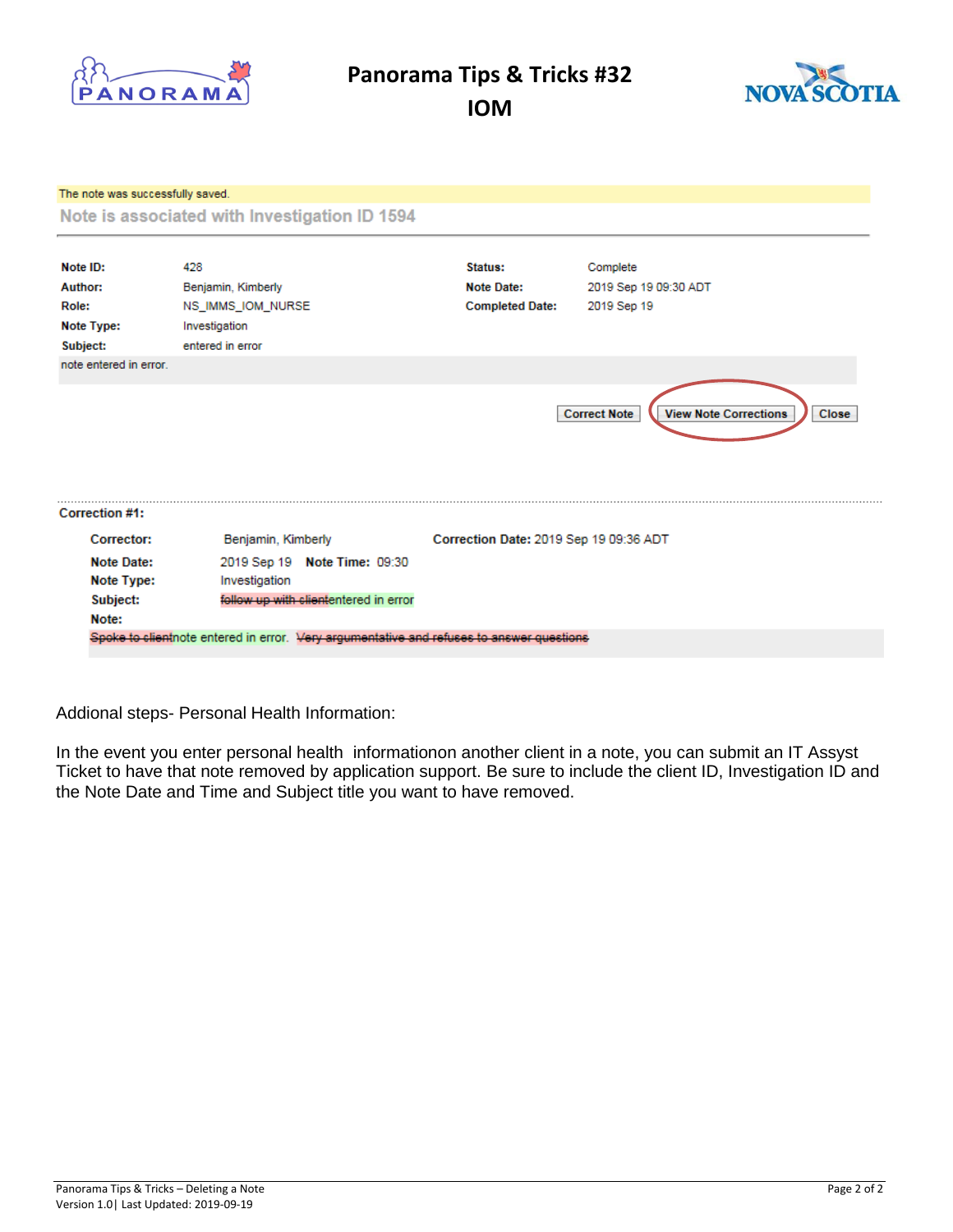**Panorama Tips & Tricks #32**

**IOM**

The note was successfully saved.

Note is associated with Investigation ID 1594

| | | | |
|---|---|---|---|
| **Note ID:** | 428 | **Status:** | Complete |
| **Author:** | Benjamin, Kimberly | **Note Date:** | 2019 Sep 19 09:30 ADT |
| **Role:** | NS_IMMS_IOM_NURSE | **Completed Date:** | 2019 Sep 19 |
| **Note Type:** | Investigation | | |
| **Subject:** | entered in error | | |

note entered in error.

Correct Note | View Note Corrections | Close

**Correction #1:**

| | | |
|---|---|---|
| **Corrector:** | Benjamin, Kimberly | **Correction Date:** 2019 Sep 19 09:36 ADT |
| **Note Date:** | 2019 Sep 19 **Note Time:** 09:30 | |
| **Note Type:** | Investigation | |
| **Subject:** | ~~follow up with client~~entered in error | |
| **Note:** | | |

~~Spoke to client~~note entered in error. ~~Very argumentative and refuses to answer questions~~

Addional steps- Personal Health Information:

In the event you enter personal health informationon another client in a note, you can submit an IT Assyst Ticket to have that note removed by application support. Be sure to include the client ID, Investigation ID and the Note Date and Time and Subject title you want to have removed.